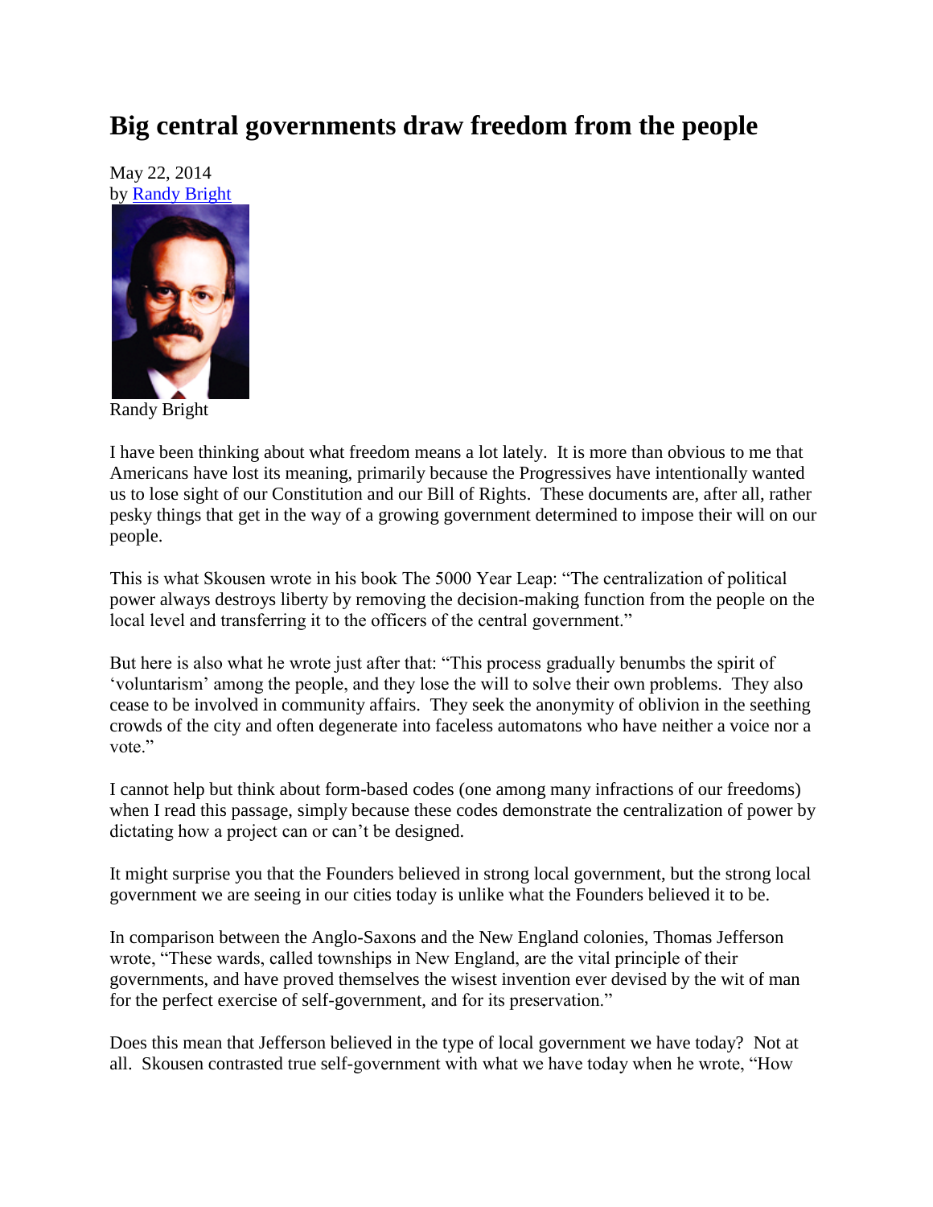# Big central governments draw freedom from the people

May 22, 2014
by Randy Bright

Randy Bright

I have been thinking about what freedom means a lot lately. It is more than obvious to me that Americans have lost its meaning, primarily because the Progressives have intentionally wanted us to lose sight of our Constitution and our Bill of Rights. These documents are, after all, rather pesky things that get in the way of a growing government determined to impose their will on our people.

This is what Skousen wrote in his book The 5000 Year Leap: "The centralization of political power always destroys liberty by removing the decision-making function from the people on the local level and transferring it to the officers of the central government."

But here is also what he wrote just after that: "This process gradually benumbs the spirit of 'voluntarism' among the people, and they lose the will to solve their own problems. They also cease to be involved in community affairs. They seek the anonymity of oblivion in the seething crowds of the city and often degenerate into faceless automatons who have neither a voice nor a vote."

I cannot help but think about form-based codes (one among many infractions of our freedoms) when I read this passage, simply because these codes demonstrate the centralization of power by dictating how a project can or can't be designed.

It might surprise you that the Founders believed in strong local government, but the strong local government we are seeing in our cities today is unlike what the Founders believed it to be.

In comparison between the Anglo-Saxons and the New England colonies, Thomas Jefferson wrote, "These wards, called townships in New England, are the vital principle of their governments, and have proved themselves the wisest invention ever devised by the wit of man for the perfect exercise of self-government, and for its preservation."

Does this mean that Jefferson believed in the type of local government we have today? Not at all. Skousen contrasted true self-government with what we have today when he wrote, "How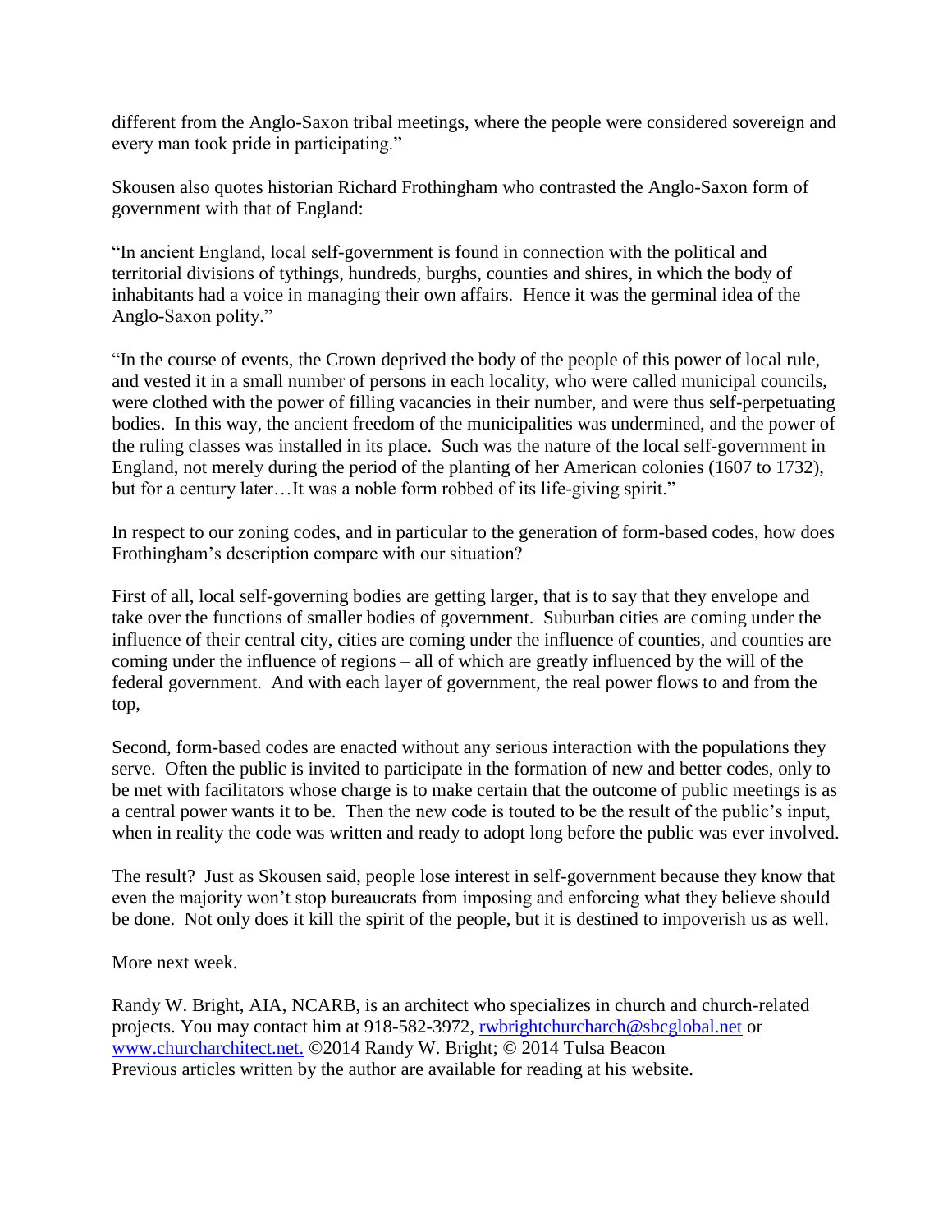different from the Anglo-Saxon tribal meetings, where the people were considered sovereign and every man took pride in participating."

Skousen also quotes historian Richard Frothingham who contrasted the Anglo-Saxon form of government with that of England:

"In ancient England, local self-government is found in connection with the political and territorial divisions of tythings, hundreds, burghs, counties and shires, in which the body of inhabitants had a voice in managing their own affairs. Hence it was the germinal idea of the Anglo-Saxon polity."

"In the course of events, the Crown deprived the body of the people of this power of local rule, and vested it in a small number of persons in each locality, who were called municipal councils, were clothed with the power of filling vacancies in their number, and were thus self-perpetuating bodies. In this way, the ancient freedom of the municipalities was undermined, and the power of the ruling classes was installed in its place. Such was the nature of the local self-government in England, not merely during the period of the planting of her American colonies (1607 to 1732), but for a century later…It was a noble form robbed of its life-giving spirit."

In respect to our zoning codes, and in particular to the generation of form-based codes, how does Frothingham's description compare with our situation?

First of all, local self-governing bodies are getting larger, that is to say that they envelope and take over the functions of smaller bodies of government. Suburban cities are coming under the influence of their central city, cities are coming under the influence of counties, and counties are coming under the influence of regions – all of which are greatly influenced by the will of the federal government. And with each layer of government, the real power flows to and from the top,

Second, form-based codes are enacted without any serious interaction with the populations they serve. Often the public is invited to participate in the formation of new and better codes, only to be met with facilitators whose charge is to make certain that the outcome of public meetings is as a central power wants it to be. Then the new code is touted to be the result of the public's input, when in reality the code was written and ready to adopt long before the public was ever involved.

The result? Just as Skousen said, people lose interest in self-government because they know that even the majority won't stop bureaucrats from imposing and enforcing what they believe should be done. Not only does it kill the spirit of the people, but it is destined to impoverish us as well.

More next week.

Randy W. Bright, AIA, NCARB, is an architect who specializes in church and church-related projects. You may contact him at 918-582-3972, rwbrightchurcharch@sbcglobal.net or www.churcharchitect.net. ©2014 Randy W. Bright; © 2014 Tulsa Beacon
Previous articles written by the author are available for reading at his website.